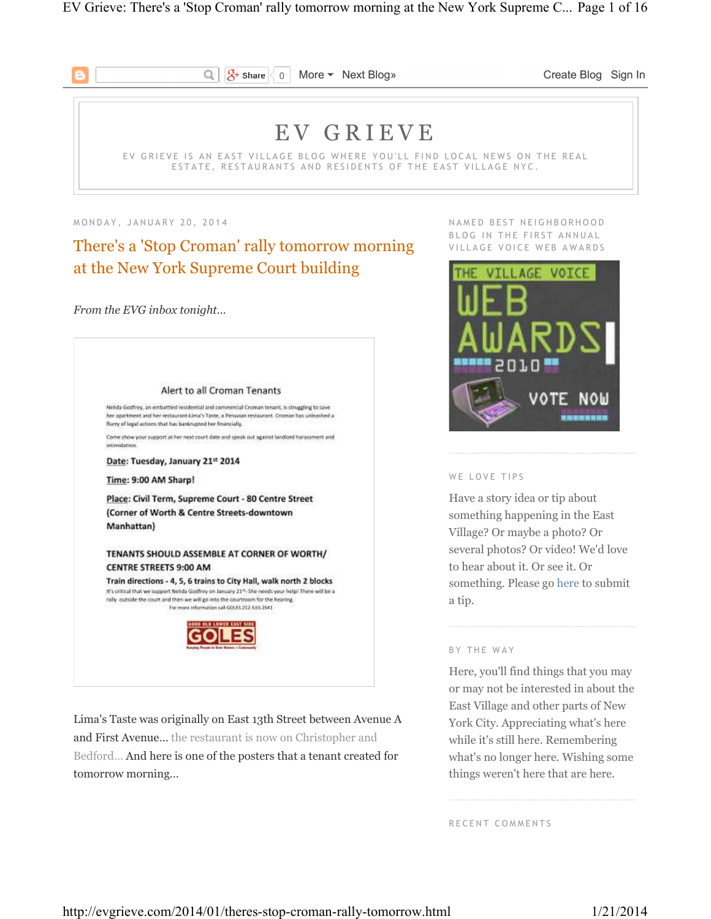# EV GRIEVE

EV GRIEVE IS AN EAST VILLAGE BLOG WHERE YOU'LL FIND LOCAL NEWS ON THE REAL ESTATE, RESTAURANTS AND RESIDENTS OF THE EAST VILLAGE NYC.

MONDAY, JANUARY 20, 2014

## There's a 'Stop Croman' rally tomorrow morning at the New York Supreme Court building

*From the EVG inbox tonight...*

Alert to all Croman Tenants

Nelida Godfrey, an embattled residential and commercial Croman tenant, is struggling to save her apartment and her restaurant-Lima's Taste, a Peruvian restaurant. Croman has unleashed a flurry of legal actions that has bankrupted her financially.

Come show your support at her next court date and speak out against landlord harassment and intimidation.

**Date: Tuesday, January 21st 2014**

**Time: 9:00 AM Sharp!**

**Place: Civil Term, Supreme Court - 80 Centre Street (Corner of Worth & Centre Streets-downtown Manhattan)**

**TENANTS SHOULD ASSEMBLE AT CORNER OF WORTH/ CENTRE STREETS 9:00 AM**

**Train directions - 4, 5, 6 trains to City Hall, walk north 2 blocks**

It's critical that we support Nelida Godfrey on January 21st. She needs your help! There will be a rally outside the court and then we will go into the courtroom for the hearing.

For more information call GOLES 212-533-2541

GOOD OLD LOWER EAST SIDE
GOLES

Lima's Taste was originally on East 13th Street between Avenue A and First Avenue... the restaurant is now on Christopher and Bedford... And here is one of the posters that a tenant created for tomorrow morning...

NAMED BEST NEIGHBORHOOD BLOG IN THE FIRST ANNUAL VILLAGE VOICE WEB AWARDS

THE VILLAGE VOICE WEB AWARDS 2010 VOTE NOW

WE LOVE TIPS

Have a story idea or tip about something happening in the East Village? Or maybe a photo? Or several photos? Or video! We'd love to hear about it. Or see it. Or something. Please go here to submit a tip.

BY THE WAY

Here, you'll find things that you may or may not be interested in about the East Village and other parts of New York City. Appreciating what's here while it's still here. Remembering what's no longer here. Wishing some things weren't here that are here.

RECENT COMMENTS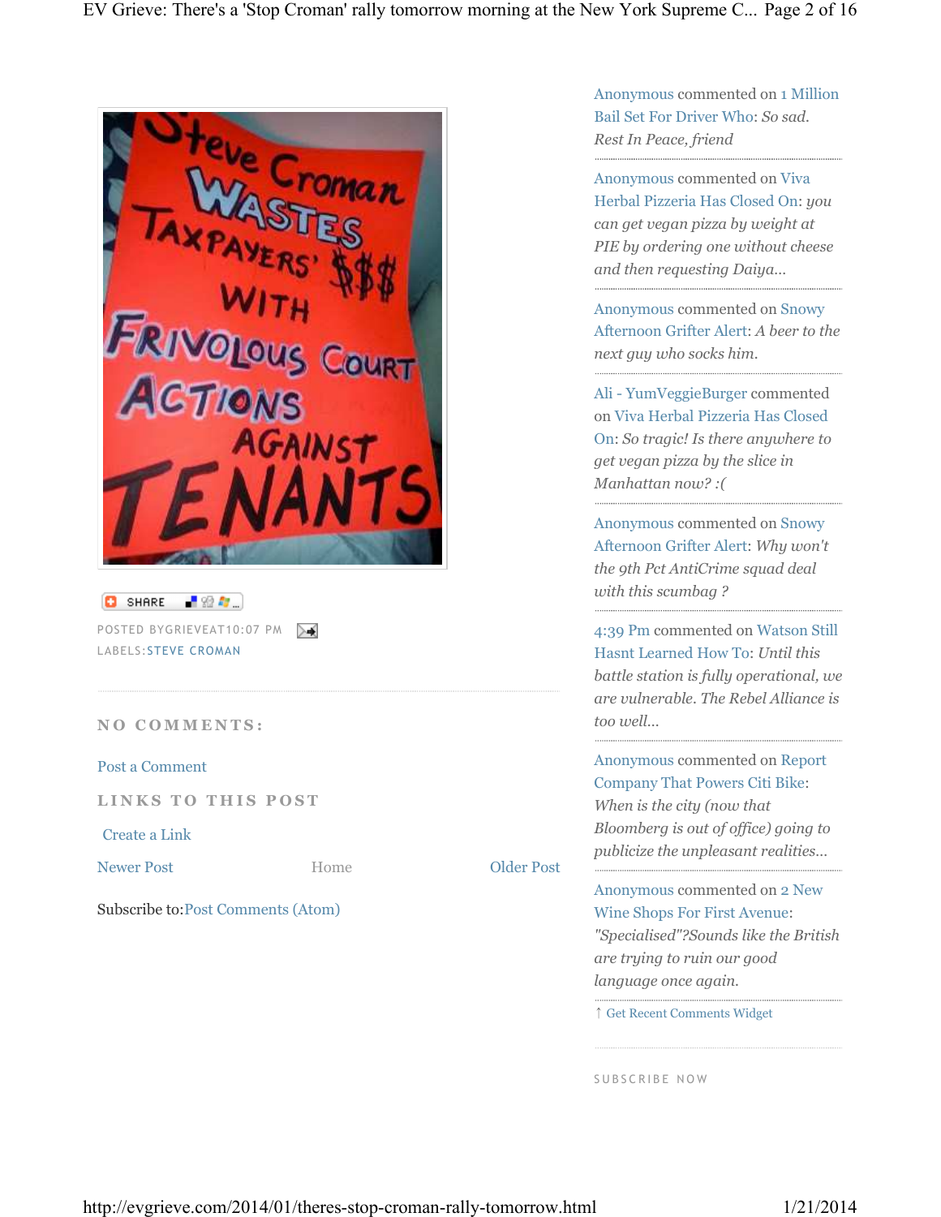SHARE

POSTED BYGRIEVEAT10:07 PM

LABELS:STEVE CROMAN

## NO COMMENTS:

Post a Comment

## LINKS TO THIS POST

Create a Link

Newer Post Home Older Post

Subscribe to:Post Comments (Atom)

Anonymous commented on 1 Million Bail Set For Driver Who: *So sad. Rest In Peace, friend*

Anonymous commented on Viva Herbal Pizzeria Has Closed On: *you can get vegan pizza by weight at PIE by ordering one without cheese and then requesting Daiya...*

Anonymous commented on Snowy Afternoon Grifter Alert: *A beer to the next guy who socks him.*

Ali - YumVeggieBurger commented on Viva Herbal Pizzeria Has Closed On: *So tragic! Is there anywhere to get vegan pizza by the slice in Manhattan now? :(*

Anonymous commented on Snowy Afternoon Grifter Alert: *Why won't the 9th Pct AntiCrime squad deal with this scumbag ?*

4:39 Pm commented on Watson Still Hasnt Learned How To: *Until this battle station is fully operational, we are vulnerable. The Rebel Alliance is too well...*

Anonymous commented on Report Company That Powers Citi Bike: *When is the city (now that Bloomberg is out of office) going to publicize the unpleasant realities...*

Anonymous commented on 2 New Wine Shops For First Avenue: *"Specialised"?Sounds like the British are trying to ruin our good language once again.*

↑ Get Recent Comments Widget

SUBSCRIBE NOW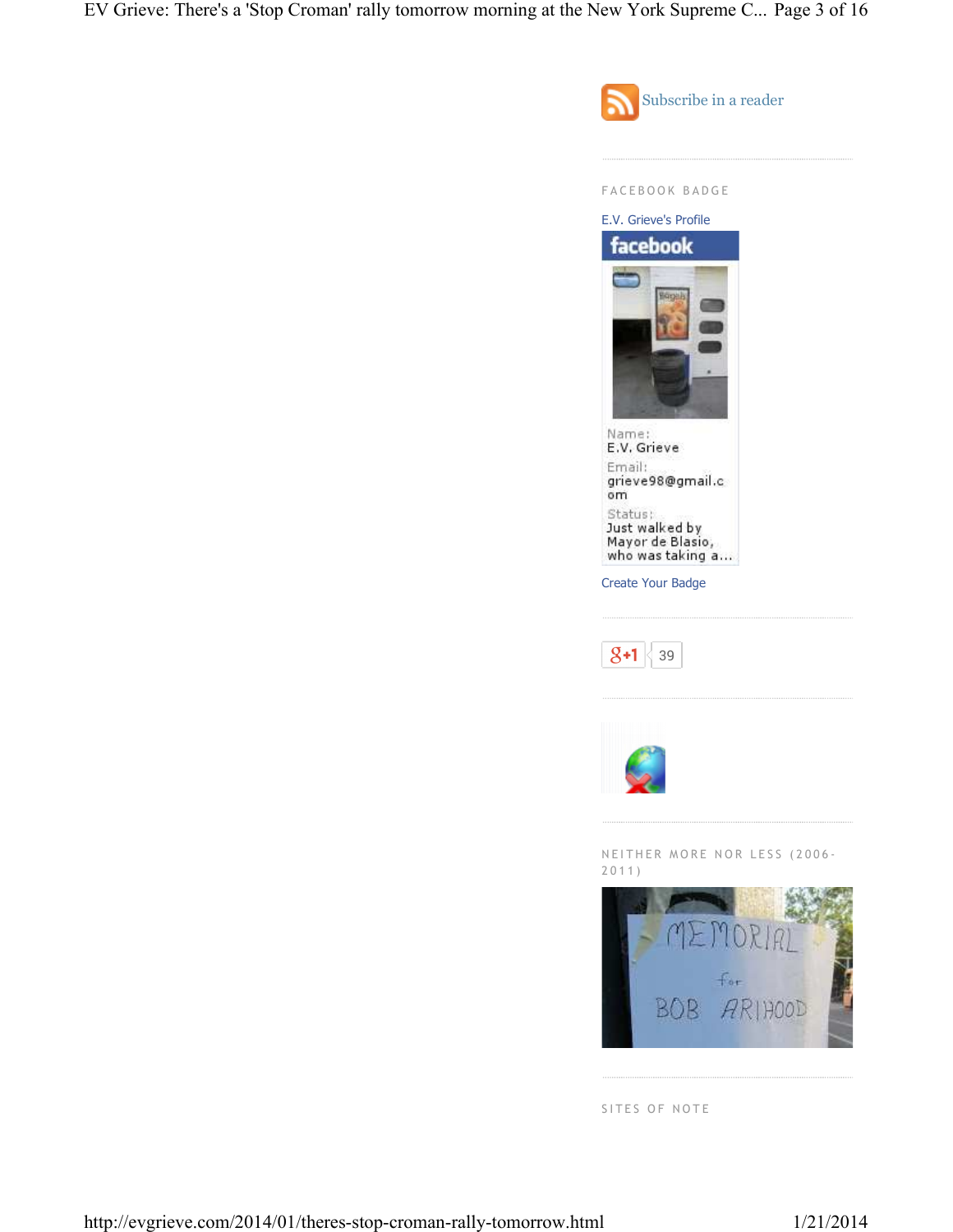Subscribe in a reader

FACEBOOK BADGE

E.V. Grieve's Profile

facebook

Name:
E.V. Grieve

Email:
grieve98@gmail.com

Status:
Just walked by Mayor de Blasio, who was taking a...

Create Your Badge

+1 39

NEITHER MORE NOR LESS (2006-2011)

SITES OF NOTE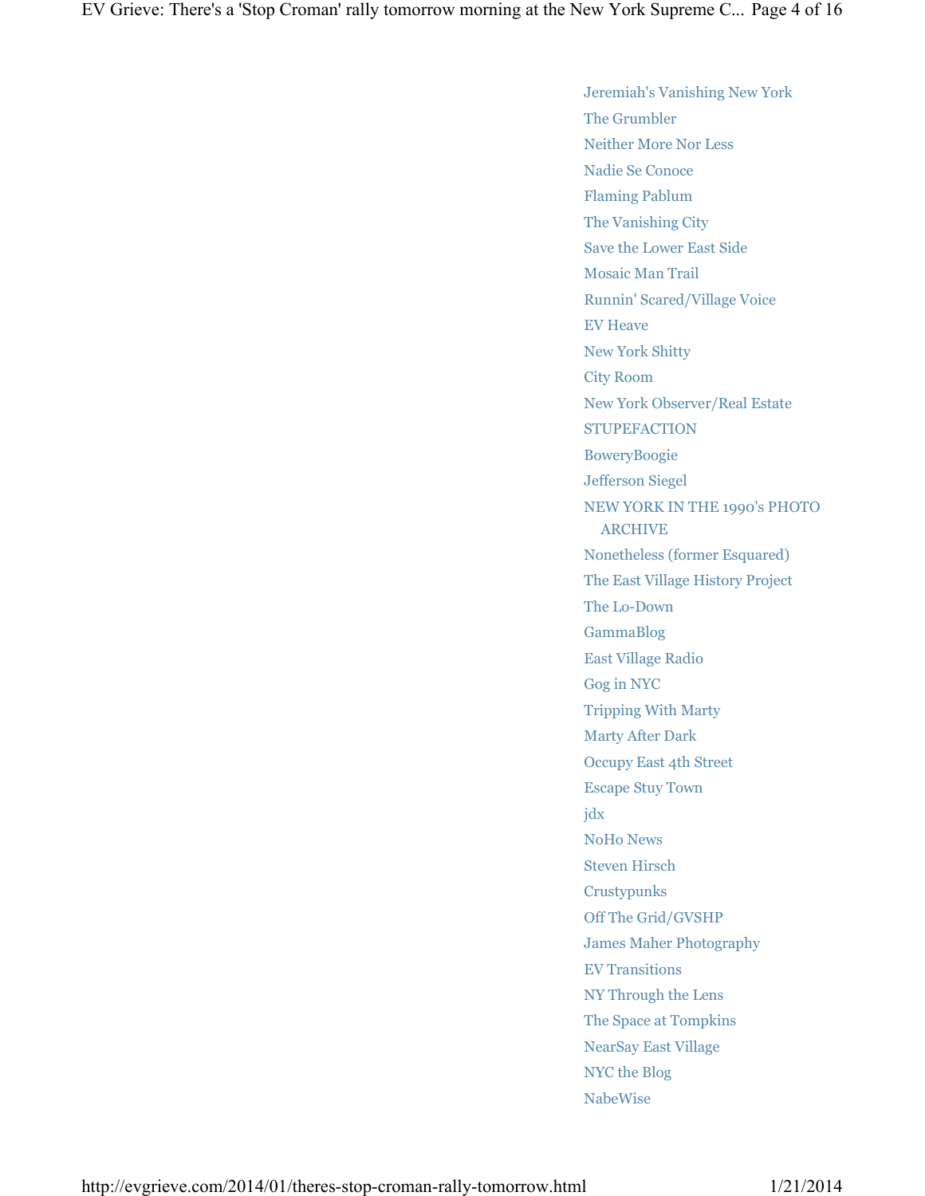- Jeremiah's Vanishing New York
- The Grumbler
- Neither More Nor Less
- Nadie Se Conoce
- Flaming Pablum
- The Vanishing City
- Save the Lower East Side
- Mosaic Man Trail
- Runnin' Scared/Village Voice
- EV Heave
- New York Shitty
- City Room
- New York Observer/Real Estate
- STUPEFACTION
- BoweryBoogie
- Jefferson Siegel
- NEW YORK IN THE 1990's PHOTO ARCHIVE
- Nonetheless (former Esquared)
- The East Village History Project
- The Lo-Down
- GammaBlog
- East Village Radio
- Gog in NYC
- Tripping With Marty
- Marty After Dark
- Occupy East 4th Street
- Escape Stuy Town
- jdx
- NoHo News
- Steven Hirsch
- Crustypunks
- Off The Grid/GVSHP
- James Maher Photography
- EV Transitions
- NY Through the Lens
- The Space at Tompkins
- NearSay East Village
- NYC the Blog
- NabeWise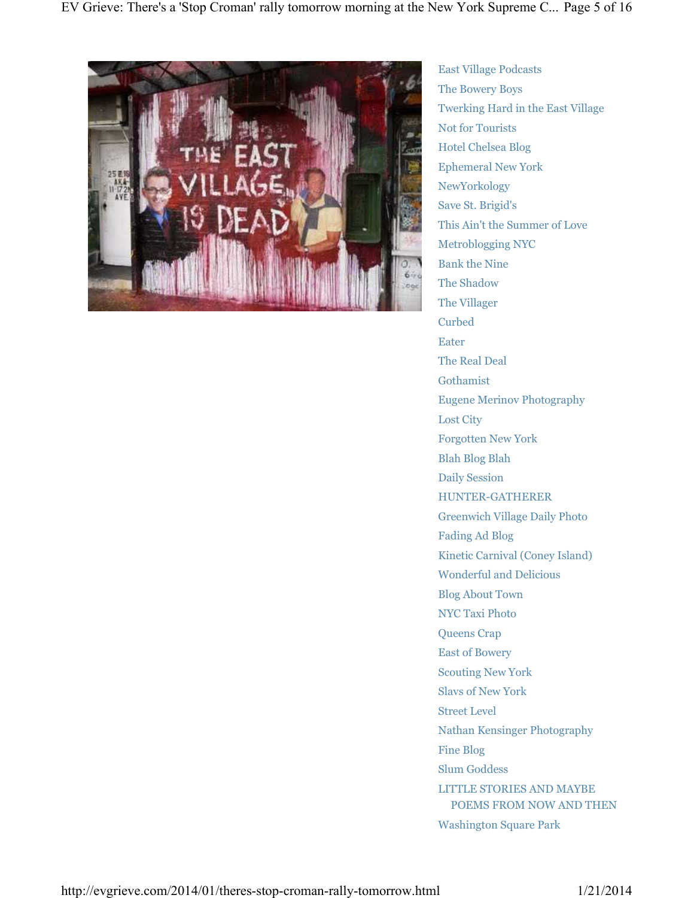- East Village Podcasts
- The Bowery Boys
- Twerking Hard in the East Village
- Not for Tourists
- Hotel Chelsea Blog
- Ephemeral New York
- NewYorkology
- Save St. Brigid's
- This Ain't the Summer of Love
- Metroblogging NYC
- Bank the Nine
- The Shadow
- The Villager
- Curbed
- Eater
- The Real Deal
- Gothamist
- Eugene Merinov Photography
- Lost City
- Forgotten New York
- Blah Blog Blah
- Daily Session
- HUNTER-GATHERER
- Greenwich Village Daily Photo
- Fading Ad Blog
- Kinetic Carnival (Coney Island)
- Wonderful and Delicious
- Blog About Town
- NYC Taxi Photo
- Queens Crap
- East of Bowery
- Scouting New York
- Slavs of New York
- Street Level
- Nathan Kensinger Photography
- Fine Blog
- Slum Goddess
- LITTLE STORIES AND MAYBE POEMS FROM NOW AND THEN
- Washington Square Park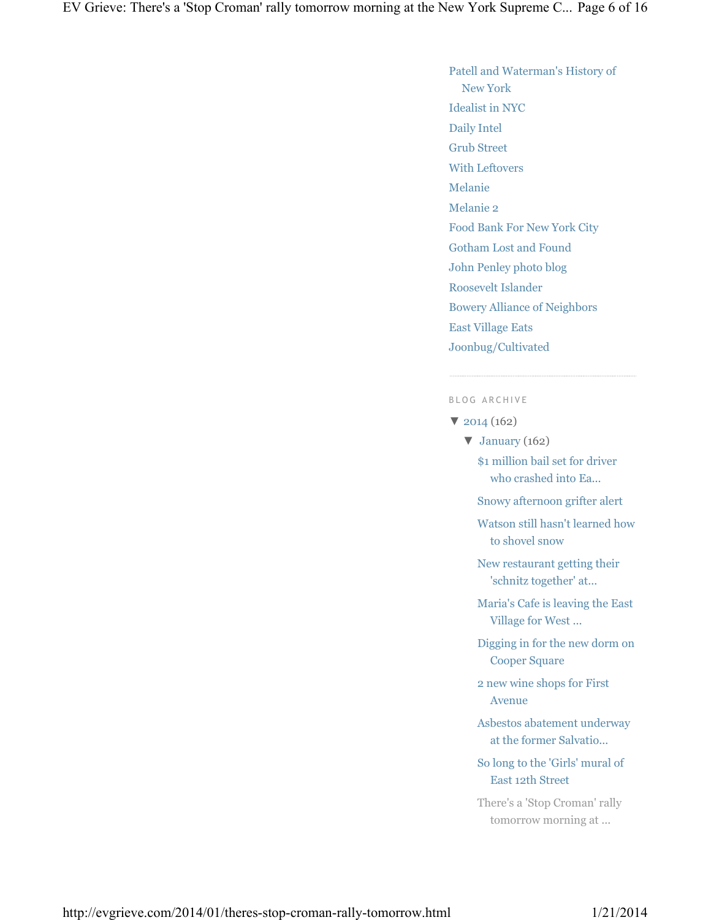- Patell and Waterman's History of New York
- Idealist in NYC
- Daily Intel
- Grub Street
- With Leftovers
- Melanie
- Melanie 2
- Food Bank For New York City
- Gotham Lost and Found
- John Penley photo blog
- Roosevelt Islander
- Bowery Alliance of Neighbors
- East Village Eats
- Joonbug/Cultivated

---

## BLOG ARCHIVE

- ▼ 2014 (162)
  - ▼ January (162)
    - $1 million bail set for driver who crashed into Ea...
    - Snowy afternoon grifter alert
    - Watson still hasn't learned how to shovel snow
    - New restaurant getting their 'schnitz together' at...
    - Maria's Cafe is leaving the East Village for West ...
    - Digging in for the new dorm on Cooper Square
    - 2 new wine shops for First Avenue
    - Asbestos abatement underway at the former Salvatio...
    - So long to the 'Girls' mural of East 12th Street
    - There's a 'Stop Croman' rally tomorrow morning at ...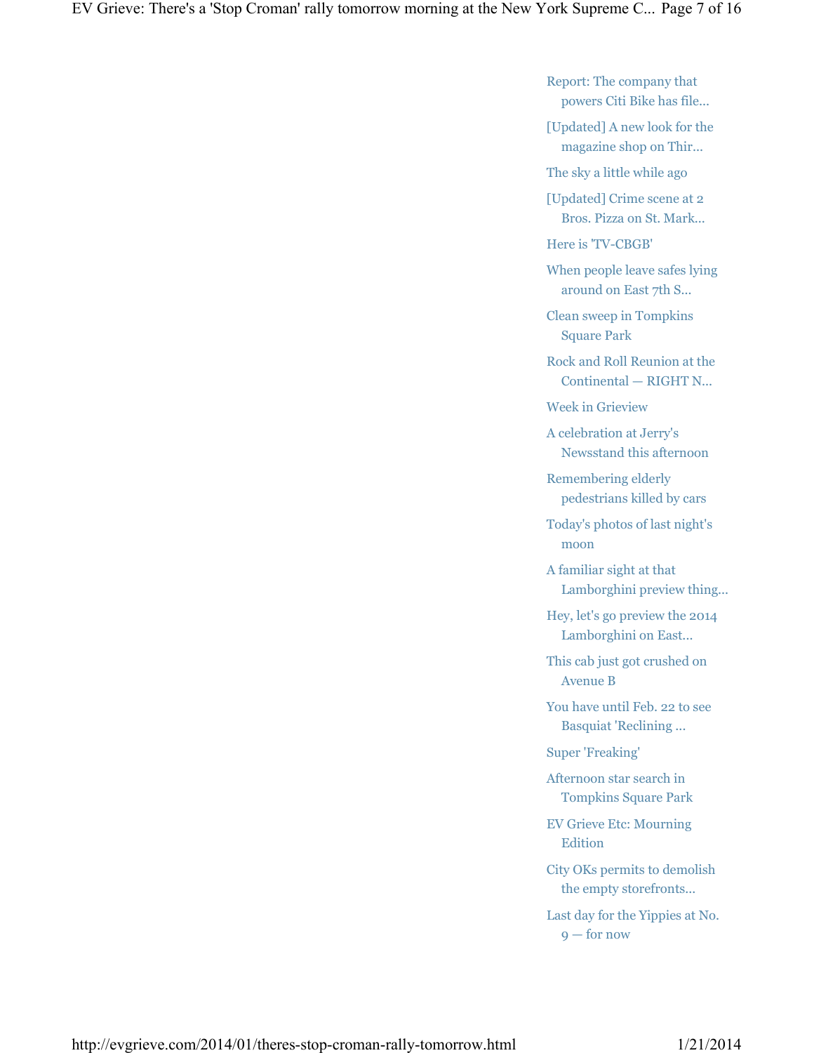- Report: The company that powers Citi Bike has file...
- [Updated] A new look for the magazine shop on Thir...
- The sky a little while ago
- [Updated] Crime scene at 2 Bros. Pizza on St. Mark...
- Here is 'TV-CBGB'
- When people leave safes lying around on East 7th S...
- Clean sweep in Tompkins Square Park
- Rock and Roll Reunion at the Continental — RIGHT N...
- Week in Grieview
- A celebration at Jerry's Newsstand this afternoon
- Remembering elderly pedestrians killed by cars
- Today's photos of last night's moon
- A familiar sight at that Lamborghini preview thing...
- Hey, let's go preview the 2014 Lamborghini on East...
- This cab just got crushed on Avenue B
- You have until Feb. 22 to see Basquiat 'Reclining ...
- Super 'Freaking'
- Afternoon star search in Tompkins Square Park
- EV Grieve Etc: Mourning Edition
- City OKs permits to demolish the empty storefronts...
- Last day for the Yippies at No. 9 — for now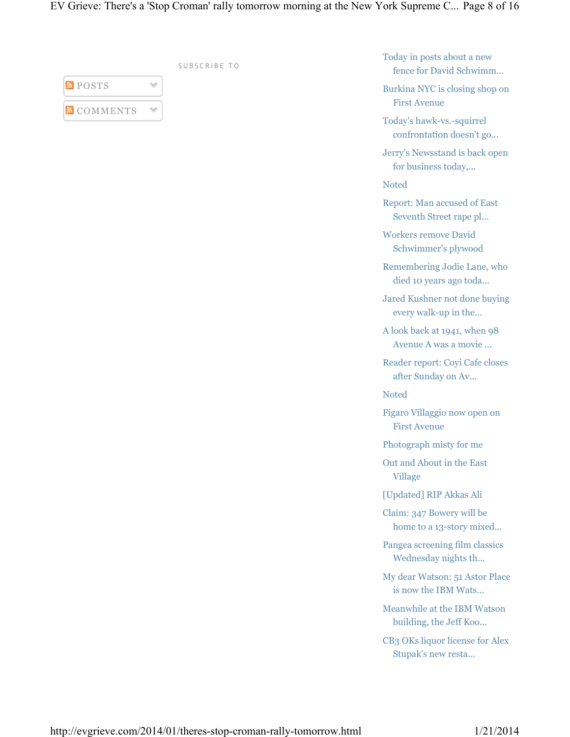SUBSCRIBE TO

POSTS

COMMENTS

- Today in posts about a new fence for David Schwimm...
- Burkina NYC is closing shop on First Avenue
- Today's hawk-vs.-squirrel confrontation doesn't go...
- Jerry's Newsstand is back open for business today,...
- Noted
- Report: Man accused of East Seventh Street rape pl...
- Workers remove David Schwimmer's plywood
- Remembering Jodie Lane, who died 10 years ago toda...
- Jared Kushner not done buying every walk-up in the...
- A look back at 1941, when 98 Avenue A was a movie ...
- Reader report: Coyi Cafe closes after Sunday on Av...
- Noted
- Figaro Villaggio now open on First Avenue
- Photograph misty for me
- Out and About in the East Village
- [Updated] RIP Akkas Ali
- Claim: 347 Bowery will be home to a 13-story mixed...
- Pangea screening film classics Wednesday nights th...
- My dear Watson: 51 Astor Place is now the IBM Wats...
- Meanwhile at the IBM Watson building, the Jeff Koo...
- CB3 OKs liquor license for Alex Stupak's new resta...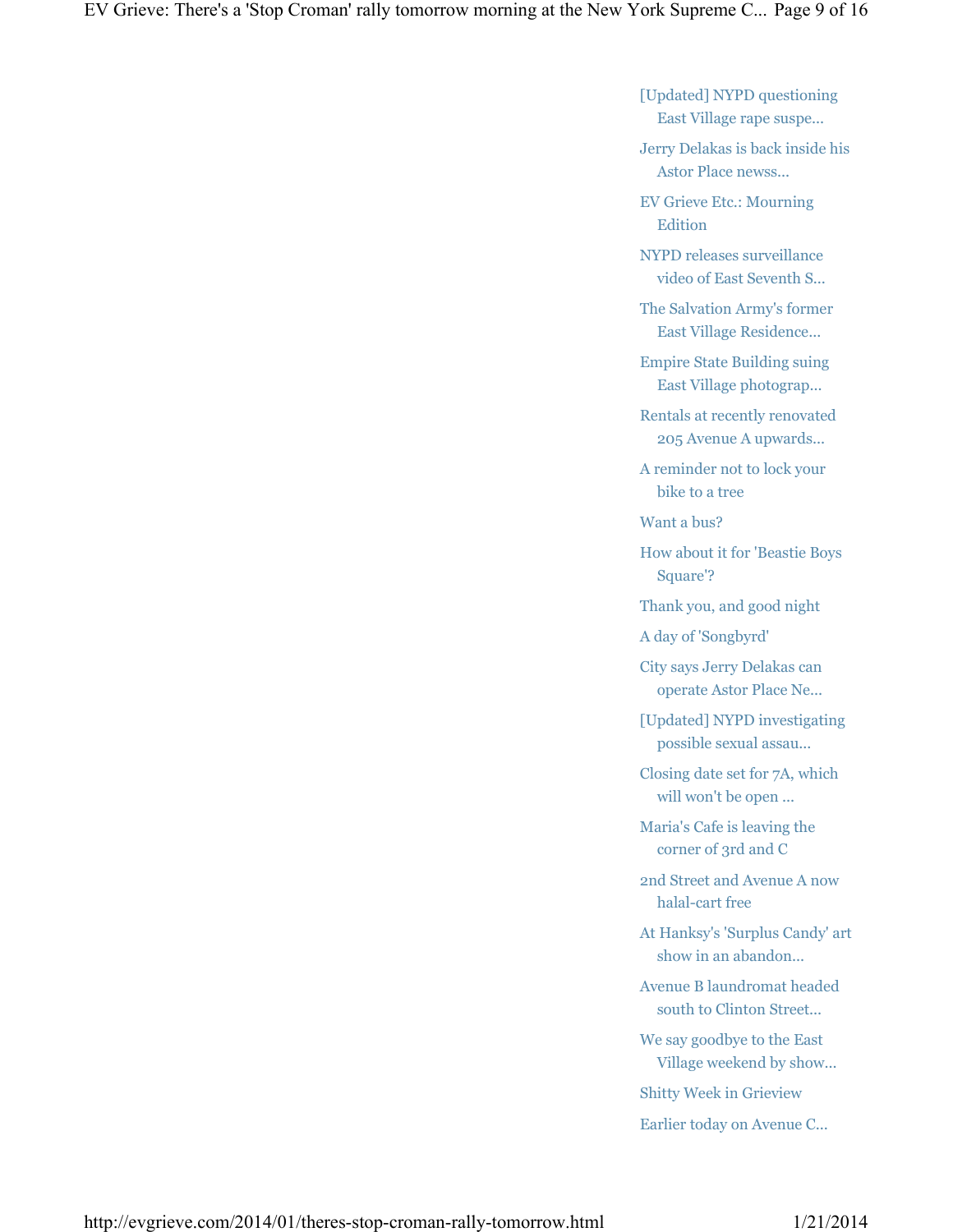- [Updated] NYPD questioning East Village rape suspe...
- Jerry Delakas is back inside his Astor Place newss...
- EV Grieve Etc.: Mourning Edition
- NYPD releases surveillance video of East Seventh S...
- The Salvation Army's former East Village Residence...
- Empire State Building suing East Village photograp...
- Rentals at recently renovated 205 Avenue A upwards...
- A reminder not to lock your bike to a tree
- Want a bus?
- How about it for 'Beastie Boys Square'?
- Thank you, and good night
- A day of 'Songbyrd'
- City says Jerry Delakas can operate Astor Place Ne...
- [Updated] NYPD investigating possible sexual assau...
- Closing date set for 7A, which will won't be open ...
- Maria's Cafe is leaving the corner of 3rd and C
- 2nd Street and Avenue A now halal-cart free
- At Hanksy's 'Surplus Candy' art show in an abandon...
- Avenue B laundromat headed south to Clinton Street...
- We say goodbye to the East Village weekend by show...
- Shitty Week in Grieview
- Earlier today on Avenue C...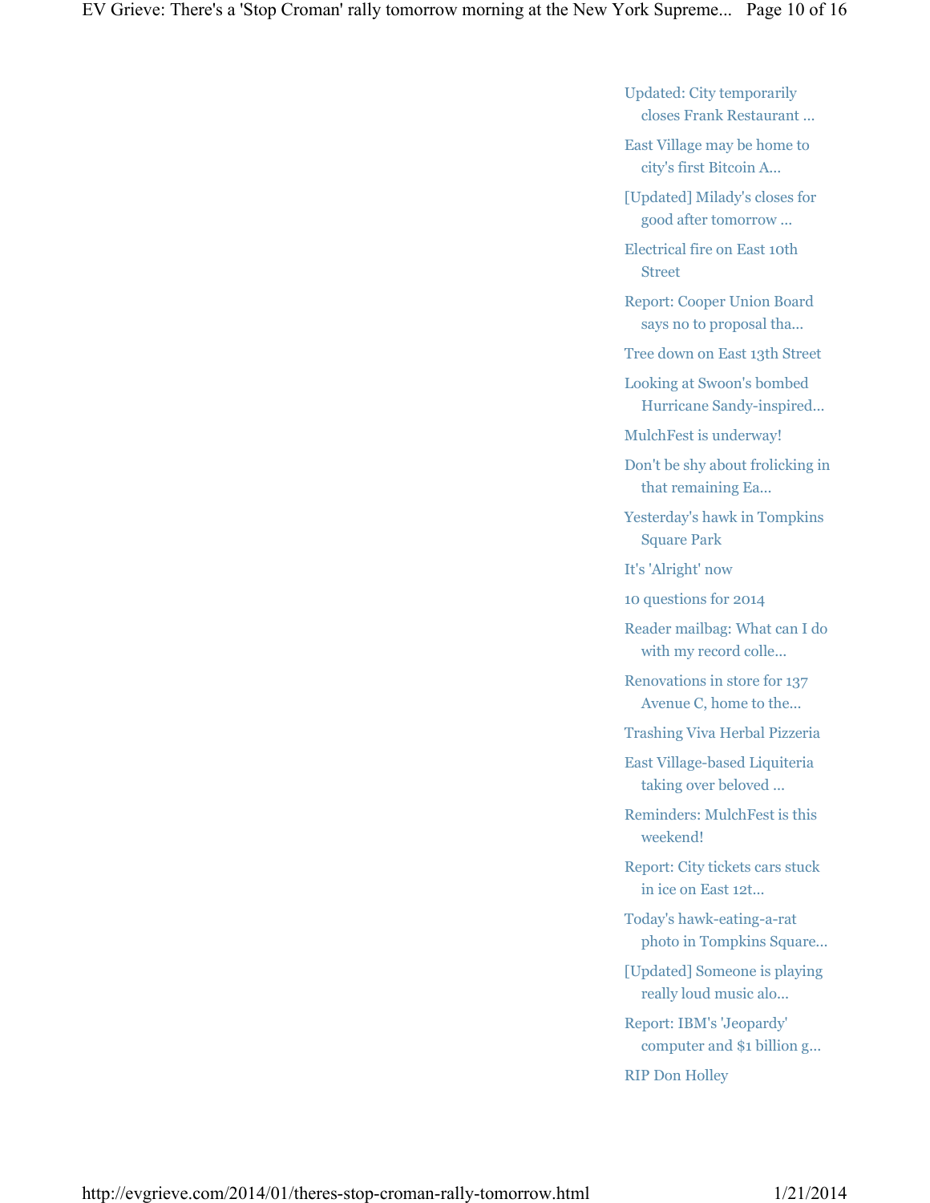- Updated: City temporarily closes Frank Restaurant ...
- East Village may be home to city's first Bitcoin A...
- [Updated] Milady's closes for good after tomorrow ...
- Electrical fire on East 10th Street
- Report: Cooper Union Board says no to proposal tha...
- Tree down on East 13th Street
- Looking at Swoon's bombed Hurricane Sandy-inspired...
- MulchFest is underway!
- Don't be shy about frolicking in that remaining Ea...
- Yesterday's hawk in Tompkins Square Park
- It's 'Alright' now
- 10 questions for 2014
- Reader mailbag: What can I do with my record colle...
- Renovations in store for 137 Avenue C, home to the...
- Trashing Viva Herbal Pizzeria
- East Village-based Liquiteria taking over beloved ...
- Reminders: MulchFest is this weekend!
- Report: City tickets cars stuck in ice on East 12t...
- Today's hawk-eating-a-rat photo in Tompkins Square...
- [Updated] Someone is playing really loud music alo...
- Report: IBM's 'Jeopardy' computer and $1 billion g...
- RIP Don Holley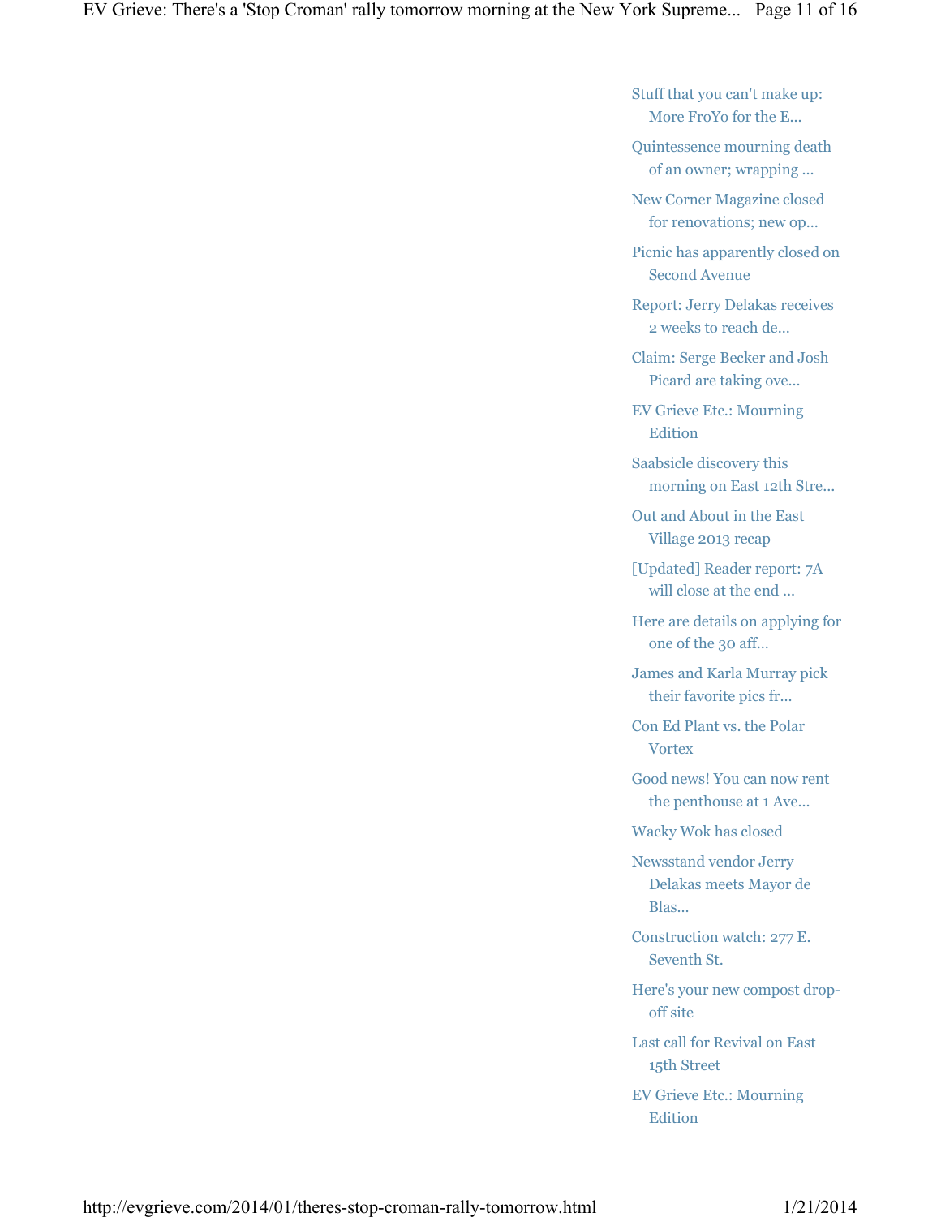- Stuff that you can't make up: More FroYo for the E...
- Quintessence mourning death of an owner; wrapping ...
- New Corner Magazine closed for renovations; new op...
- Picnic has apparently closed on Second Avenue
- Report: Jerry Delakas receives 2 weeks to reach de...
- Claim: Serge Becker and Josh Picard are taking ove...
- EV Grieve Etc.: Mourning Edition
- Saabsicle discovery this morning on East 12th Stre...
- Out and About in the East Village 2013 recap
- [Updated] Reader report: 7A will close at the end ...
- Here are details on applying for one of the 30 aff...
- James and Karla Murray pick their favorite pics fr...
- Con Ed Plant vs. the Polar Vortex
- Good news! You can now rent the penthouse at 1 Ave...
- Wacky Wok has closed
- Newsstand vendor Jerry Delakas meets Mayor de Blas...
- Construction watch: 277 E. Seventh St.
- Here's your new compost drop-off site
- Last call for Revival on East 15th Street
- EV Grieve Etc.: Mourning Edition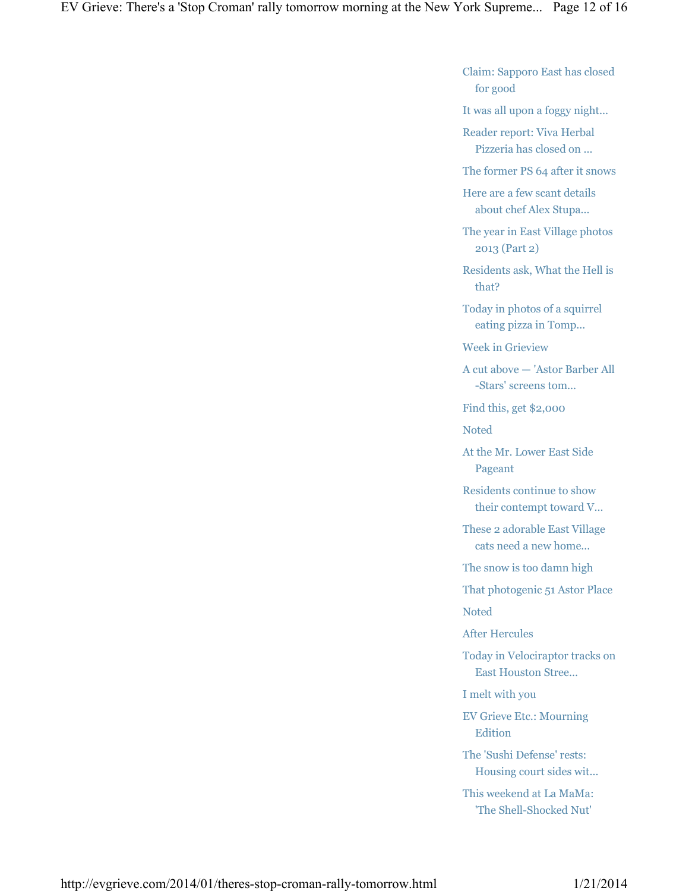- Claim: Sapporo East has closed for good
- It was all upon a foggy night...
- Reader report: Viva Herbal Pizzeria has closed on ...
- The former PS 64 after it snows
- Here are a few scant details about chef Alex Stupa...
- The year in East Village photos 2013 (Part 2)
- Residents ask, What the Hell is that?
- Today in photos of a squirrel eating pizza in Tomp...
- Week in Grieview
- A cut above — 'Astor Barber All-Stars' screens tom...
- Find this, get $2,000
- Noted
- At the Mr. Lower East Side Pageant
- Residents continue to show their contempt toward V...
- These 2 adorable East Village cats need a new home...
- The snow is too damn high
- That photogenic 51 Astor Place
- Noted
- After Hercules
- Today in Velociraptor tracks on East Houston Stree...
- I melt with you
- EV Grieve Etc.: Mourning Edition
- The 'Sushi Defense' rests: Housing court sides wit...
- This weekend at La MaMa: 'The Shell-Shocked Nut'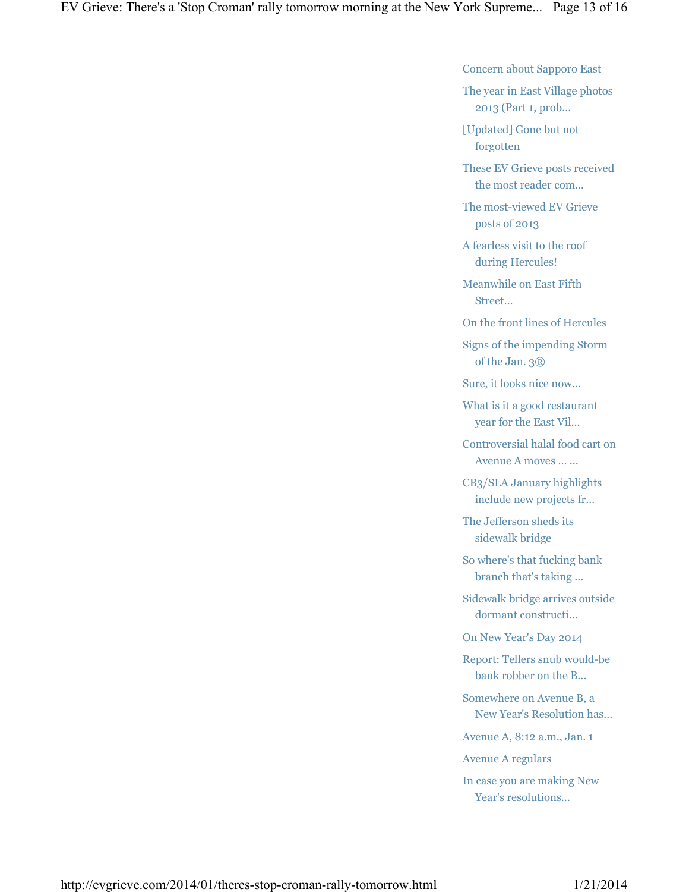- Concern about Sapporo East
- The year in East Village photos 2013 (Part 1, prob...
- [Updated] Gone but not forgotten
- These EV Grieve posts received the most reader com...
- The most-viewed EV Grieve posts of 2013
- A fearless visit to the roof during Hercules!
- Meanwhile on East Fifth Street...
- On the front lines of Hercules
- Signs of the impending Storm of the Jan. 3®
- Sure, it looks nice now...
- What is it a good restaurant year for the East Vil...
- Controversial halal food cart on Avenue A moves ... ...
- CB3/SLA January highlights include new projects fr...
- The Jefferson sheds its sidewalk bridge
- So where's that fucking bank branch that's taking ...
- Sidewalk bridge arrives outside dormant constructi...
- On New Year's Day 2014
- Report: Tellers snub would-be bank robber on the B...
- Somewhere on Avenue B, a New Year's Resolution has...
- Avenue A, 8:12 a.m., Jan. 1
- Avenue A regulars
- In case you are making New Year's resolutions...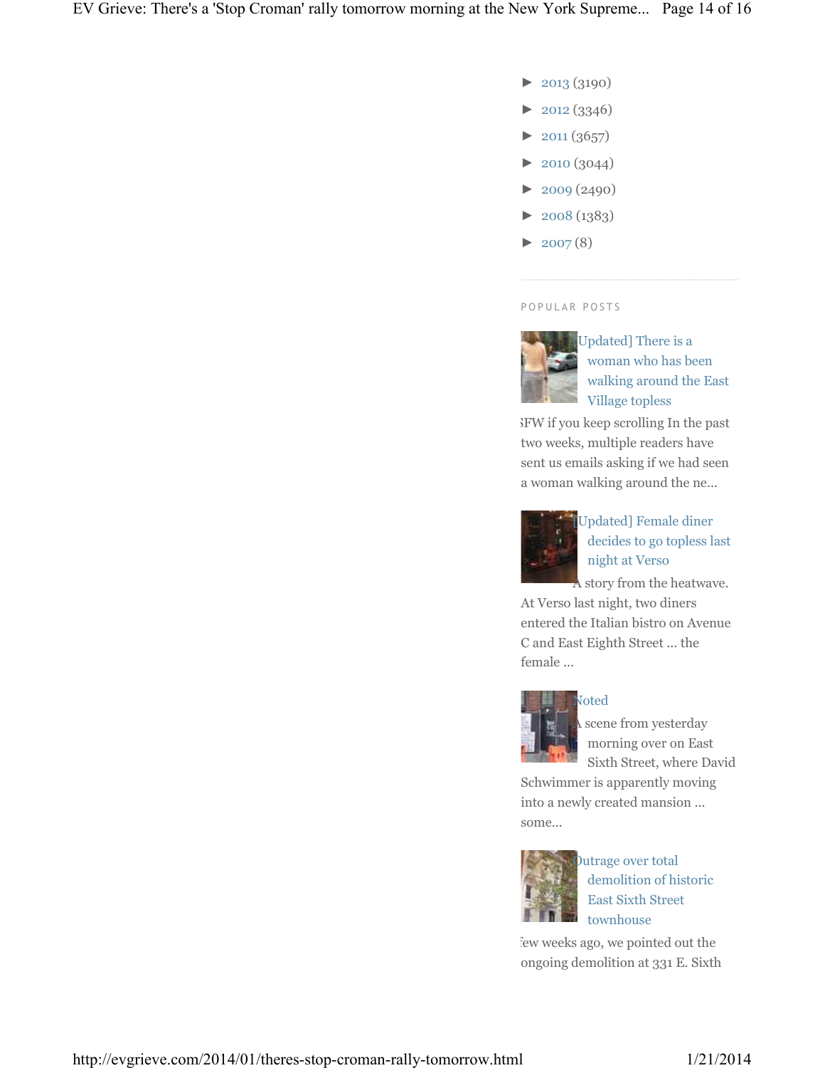- ► 2013 (3190)
- ► 2012 (3346)
- ► 2011 (3657)
- ► 2010 (3044)
- ► 2009 (2490)
- ► 2008 (1383)
- ► 2007 (8)

---

## POPULAR POSTS

[Updated] There is a woman who has been walking around the East Village topless

SFW if you keep scrolling In the past two weeks, multiple readers have sent us emails asking if we had seen a woman walking around the ne...

[Updated] Female diner decides to go topless last night at Verso

A story from the heatwave. At Verso last night, two diners entered the Italian bistro on Avenue C and East Eighth Street ... the female ...

Noted

A scene from yesterday morning over on East Sixth Street, where David Schwimmer is apparently moving into a newly created mansion ... some...

Outrage over total demolition of historic East Sixth Street townhouse

A few weeks ago, we pointed out the ongoing demolition at 331 E. Sixth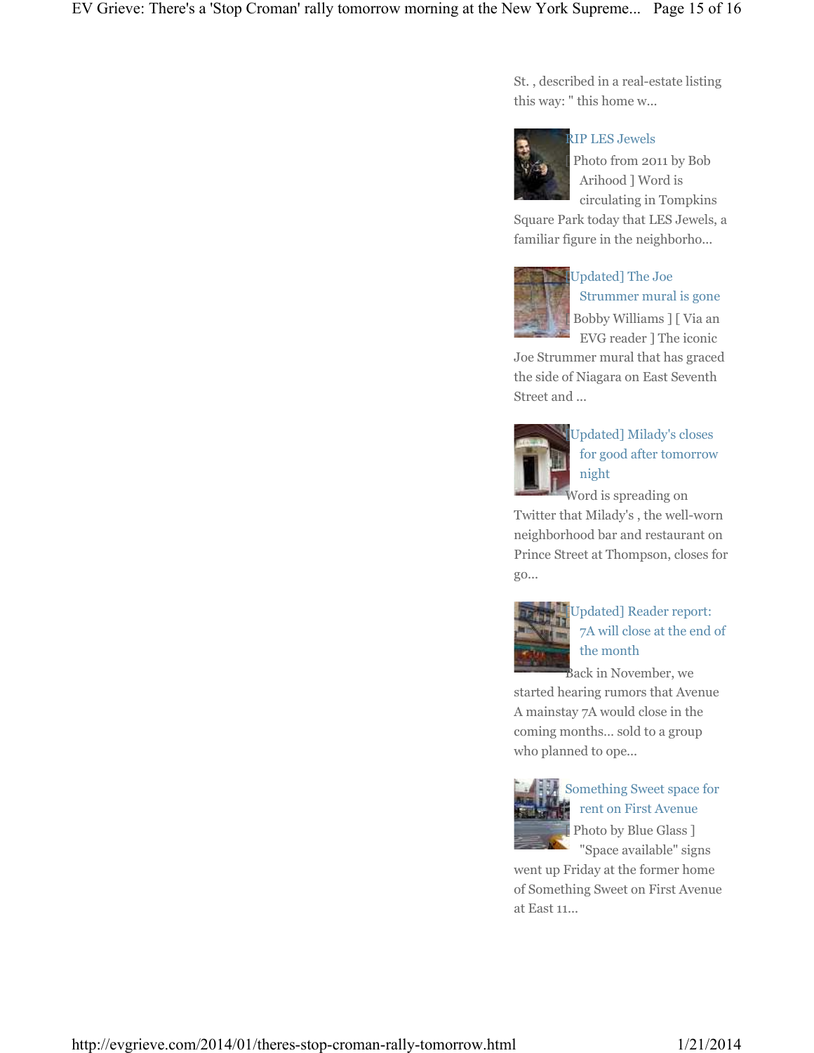St. , described in a real-estate listing this way: " this home w...

RIP LES Jewels

[ Photo from 2011 by Bob Arihood ] Word is circulating in Tompkins Square Park today that LES Jewels, a familiar figure in the neighborho...

[Updated] The Joe Strummer mural is gone

[ Bobby Williams ] [ Via an EVG reader ] The iconic Joe Strummer mural that has graced the side of Niagara on East Seventh Street and ...

[Updated] Milady's closes for good after tomorrow night

Word is spreading on Twitter that Milady's , the well-worn neighborhood bar and restaurant on Prince Street at Thompson, closes for go...

[Updated] Reader report: 7A will close at the end of the month

Back in November, we started hearing rumors that Avenue A mainstay 7A would close in the coming months... sold to a group who planned to ope...

Something Sweet space for rent on First Avenue

[ Photo by Blue Glass ] "Space available" signs went up Friday at the former home of Something Sweet on First Avenue at East 11...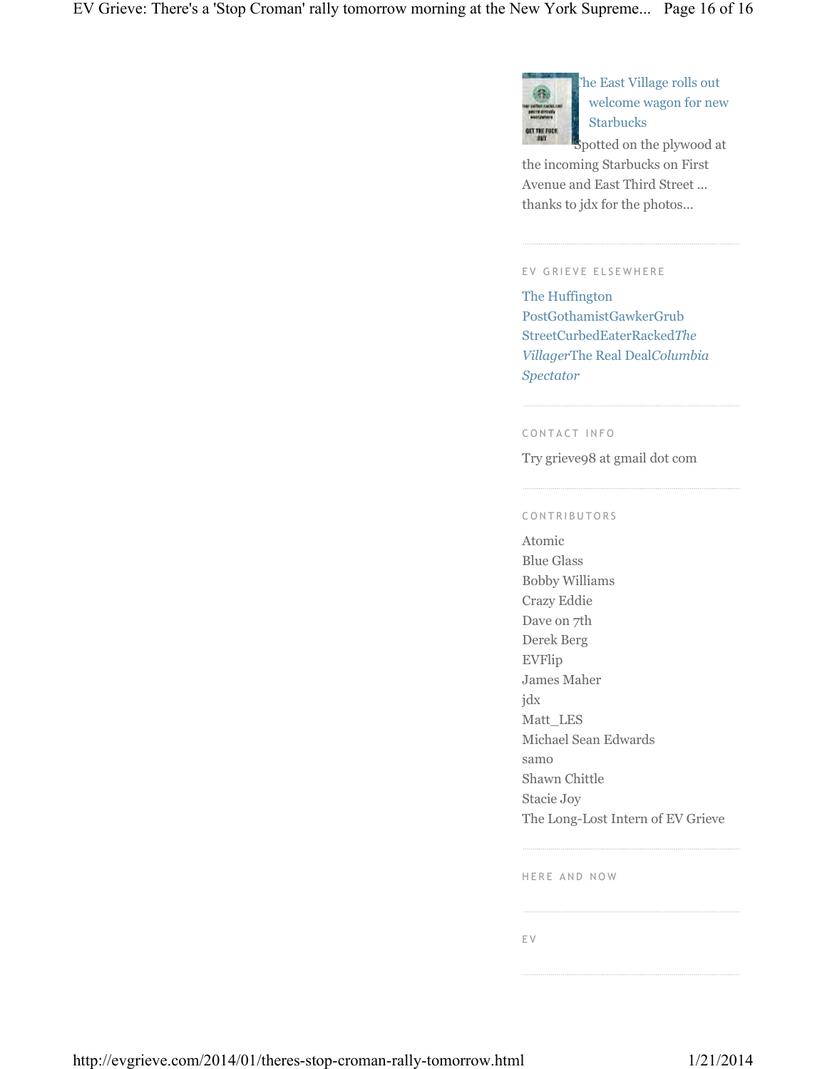The East Village rolls out welcome wagon for new Starbucks

Spotted on the plywood at the incoming Starbucks on First Avenue and East Third Street ... thanks to jdx for the photos...

EV GRIEVE ELSEWHERE

The Huffington PostGothamistGawkerGrub StreetCurbedEaterRacked*The Villager*The Real Deal*Columbia Spectator*

CONTACT INFO

Try grieve98 at gmail dot com

CONTRIBUTORS

Atomic
Blue Glass
Bobby Williams
Crazy Eddie
Dave on 7th
Derek Berg
EVFlip
James Maher
jdx
Matt_LES
Michael Sean Edwards
samo
Shawn Chittle
Stacie Joy
The Long-Lost Intern of EV Grieve

HERE AND NOW

EV